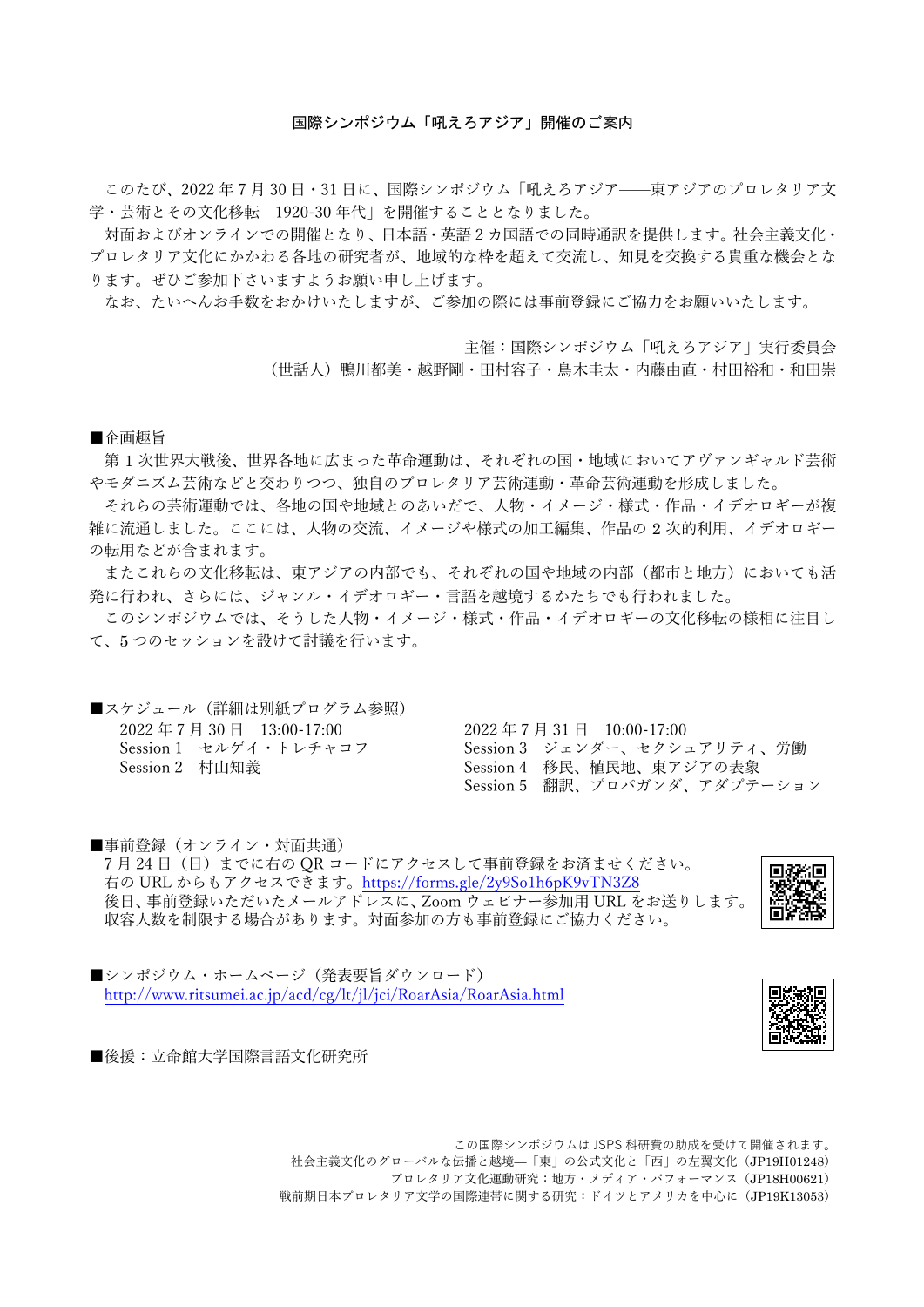# 国際シンポジウム「吼えろアジア」開催のご案内

このたび、2022 年 7 月 30 日・31 日に、国際シンポジウム「吼えろアジア――東アジアのプロレタリア文学・芸術とその文化移転　1920-30 年代」を開催することとなりました。

対面およびオンラインでの開催となり、日本語・英語 2 カ国語での同時通訳を提供します。社会主義文化・プロレタリア文化にかかわる各地の研究者が、地域的な枠を超えて交流し、知見を交換する貴重な機会となります。ぜひご参加下さいますようお願い申し上げます。

なお、たいへんお手数をおかけいたしますが、ご参加の際には事前登録にご協力をお願いいたします。

主催：国際シンポジウム「吼えろアジア」実行委員会
（世話人）鴨川都美・越野剛・田村容子・鳥木圭太・内藤由直・村田裕和・和田崇

■企画趣旨

第 1 次世界大戦後、世界各地に広まった革命運動は、それぞれの国・地域においてアヴァンギャルド芸術やモダニズム芸術などと交わりつつ、独自のプロレタリア芸術運動・革命芸術運動を形成しました。

それらの芸術運動では、各地の国や地域とのあいだで、人物・イメージ・様式・作品・イデオロギーが複雑に流通しました。ここには、人物の交流、イメージや様式の加工編集、作品の 2 次的利用、イデオロギーの転用などが含まれます。

またこれらの文化移転は、東アジアの内部でも、それぞれの国や地域の内部（都市と地方）においても活発に行われ、さらには、ジャンル・イデオロギー・言語を越境するかたちでも行われました。

このシンポジウムでは、そうした人物・イメージ・様式・作品・イデオロギーの文化移転の様相に注目して、5 つのセッションを設けて討議を行います。

■スケジュール（詳細は別紙プログラム参照）

2022 年 7 月 30 日　13:00-17:00
- Session 1　セルゲイ・トレチャコフ
- Session 2　村山知義

2022 年 7 月 31 日　10:00-17:00
- Session 3　ジェンダー、セクシュアリティ、労働
- Session 4　移民、植民地、東アジアの表象
- Session 5　翻訳、プロパガンダ、アダプテーション

■事前登録（オンライン・対面共通）

7 月 24 日（日）までに右の QR コードにアクセスして事前登録をお済ませください。
右の URL からもアクセスできます。https://forms.gle/2y9So1h6pK9vTN3Z8
後日、事前登録いただいたメールアドレスに、Zoom ウェビナー参加用 URL をお送りします。
収容人数を制限する場合があります。対面参加の方も事前登録にご協力ください。

■シンポジウム・ホームページ（発表要旨ダウンロード）

http://www.ritsumei.ac.jp/acd/cg/lt/jl/jci/RoarAsia/RoarAsia.html

■後援：立命館大学国際言語文化研究所

この国際シンポジウムは JSPS 科研費の助成を受けて開催されます。
社会主義文化のグローバルな伝播と越境―「東」の公式文化と「西」の左翼文化（JP19H01248）
プロレタリア文化運動研究：地方・メディア・パフォーマンス（JP18H00621）
戦前期日本プロレタリア文学の国際連帯に関する研究：ドイツとアメリカを中心に（JP19K13053）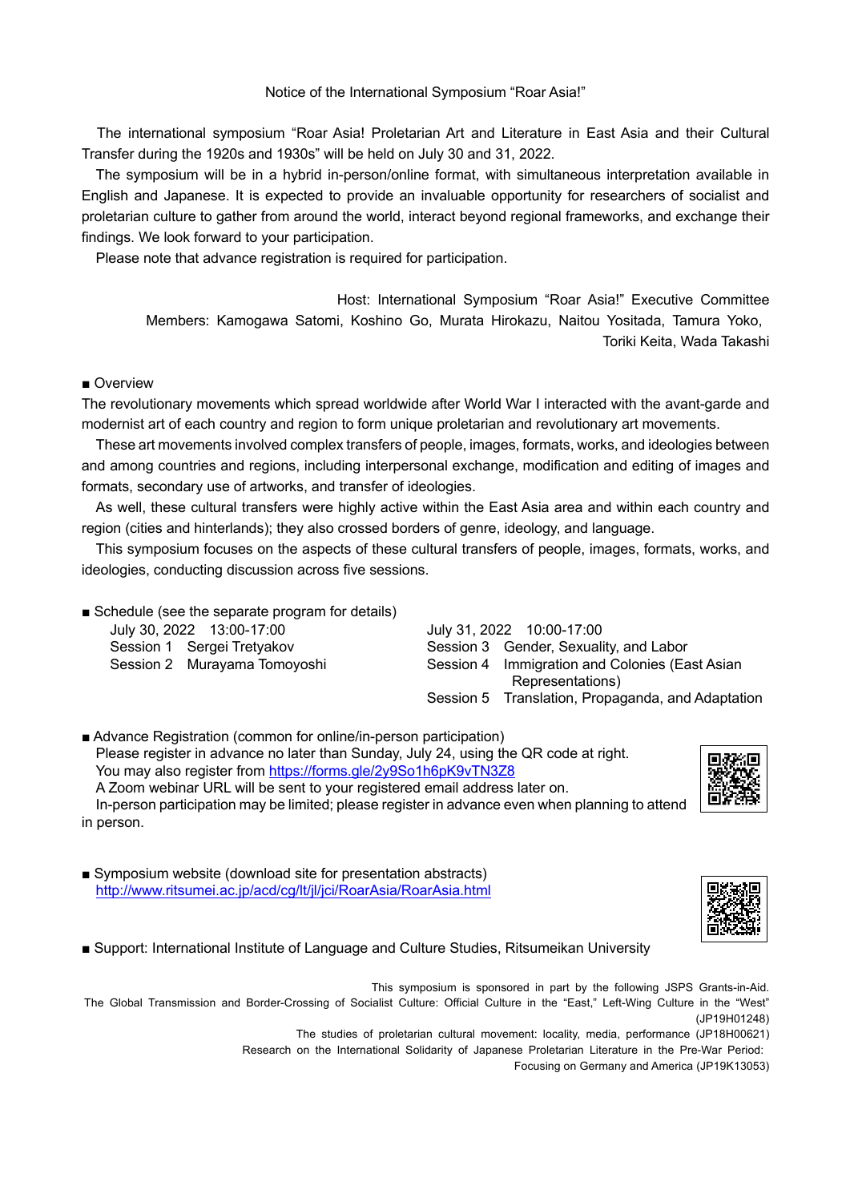Notice of the International Symposium "Roar Asia!"

The international symposium "Roar Asia! Proletarian Art and Literature in East Asia and their Cultural Transfer during the 1920s and 1930s" will be held on July 30 and 31, 2022.

The symposium will be in a hybrid in-person/online format, with simultaneous interpretation available in English and Japanese. It is expected to provide an invaluable opportunity for researchers of socialist and proletarian culture to gather from around the world, interact beyond regional frameworks, and exchange their findings. We look forward to your participation.

Please note that advance registration is required for participation.

Host: International Symposium "Roar Asia!" Executive Committee
Members: Kamogawa Satomi, Koshino Go, Murata Hirokazu, Naitou Yositada, Tamura Yoko, Toriki Keita, Wada Takashi

■ Overview

The revolutionary movements which spread worldwide after World War I interacted with the avant-garde and modernist art of each country and region to form unique proletarian and revolutionary art movements.

These art movements involved complex transfers of people, images, formats, works, and ideologies between and among countries and regions, including interpersonal exchange, modification and editing of images and formats, secondary use of artworks, and transfer of ideologies.

As well, these cultural transfers were highly active within the East Asia area and within each country and region (cities and hinterlands); they also crossed borders of genre, ideology, and language.

This symposium focuses on the aspects of these cultural transfers of people, images, formats, works, and ideologies, conducting discussion across five sessions.

■ Schedule (see the separate program for details)

July 30, 2022 13:00-17:00
- Session 1 Sergei Tretyakov
- Session 2 Murayama Tomoyoshi

July 31, 2022 10:00-17:00
- Session 3 Gender, Sexuality, and Labor
- Session 4 Immigration and Colonies (East Asian Representations)
- Session 5 Translation, Propaganda, and Adaptation

■ Advance Registration (common for online/in-person participation)

Please register in advance no later than Sunday, July 24, using the QR code at right.
You may also register from https://forms.gle/2y9So1h6pK9vTN3Z8
A Zoom webinar URL will be sent to your registered email address later on.
In-person participation may be limited; please register in advance even when planning to attend in person.

■ Symposium website (download site for presentation abstracts)
http://www.ritsumei.ac.jp/acd/cg/lt/jl/jci/RoarAsia/RoarAsia.html

■ Support: International Institute of Language and Culture Studies, Ritsumeikan University

This symposium is sponsored in part by the following JSPS Grants-in-Aid.
The Global Transmission and Border-Crossing of Socialist Culture: Official Culture in the "East," Left-Wing Culture in the "West" (JP19H01248)
The studies of proletarian cultural movement: locality, media, performance (JP18H00621)
Research on the International Solidarity of Japanese Proletarian Literature in the Pre-War Period: Focusing on Germany and America (JP19K13053)